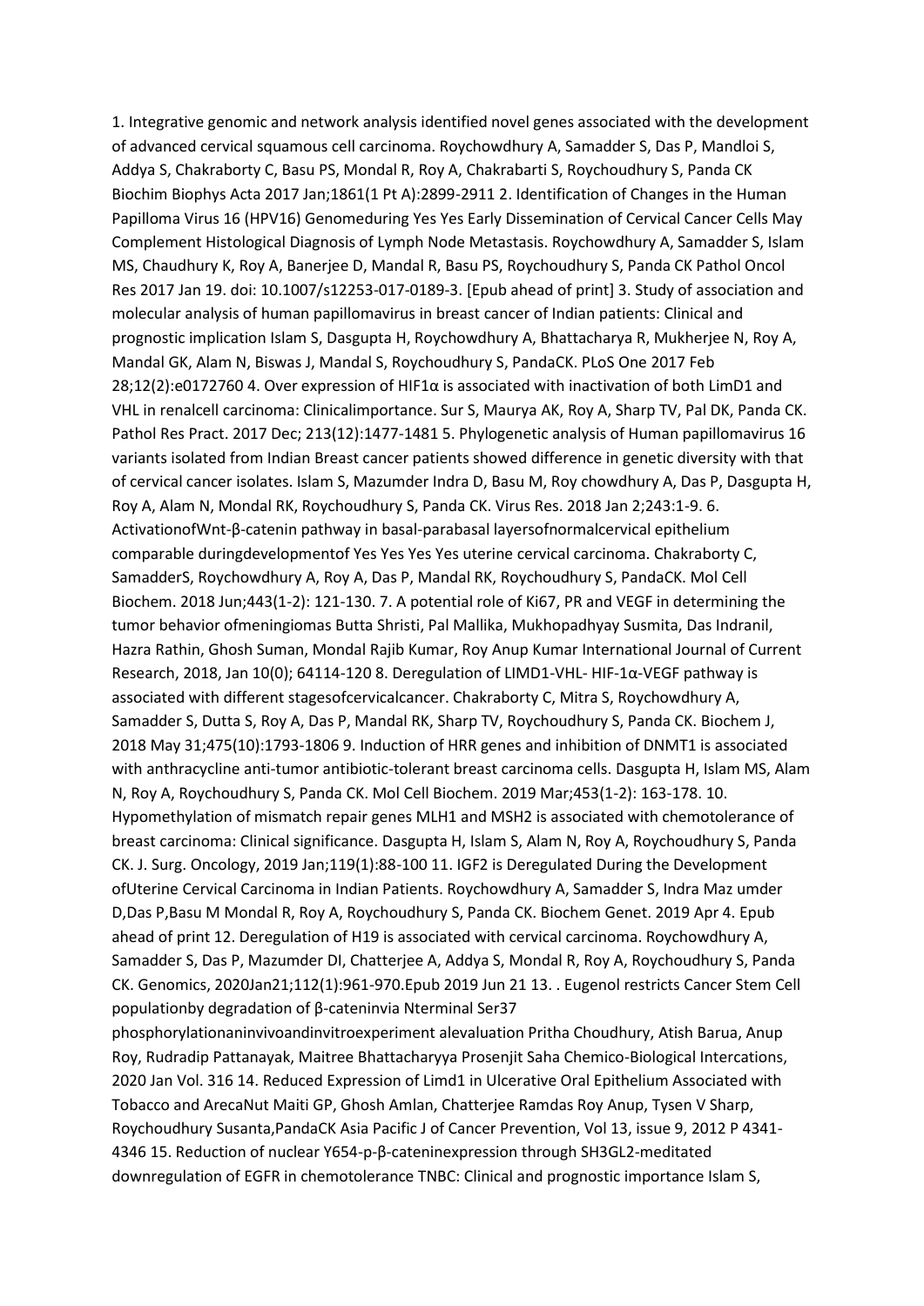1. Integrative genomic and network analysis identified novel genes associated with the development of advanced cervical squamous cell carcinoma. Roychowdhury A, Samadder S, Das P, Mandloi S, Addya S, Chakraborty C, Basu PS, Mondal R, Roy A, Chakrabarti S, Roychoudhury S, Panda CK Biochim Biophys Acta 2017 Jan;1861(1 Pt A):2899-2911 2. Identification of Changes in the Human Papilloma Virus 16 (HPV16) Genomeduring Yes Yes Early Dissemination of Cervical Cancer Cells May Complement Histological Diagnosis of Lymph Node Metastasis. Roychowdhury A, Samadder S, Islam MS, Chaudhury K, Roy A, Banerjee D, Mandal R, Basu PS, Roychoudhury S, Panda CK Pathol Oncol Res 2017 Jan 19. doi: 10.1007/s12253-017-0189-3. [Epub ahead of print] 3. Study of association and molecular analysis of human papillomavirus in breast cancer of Indian patients: Clinical and prognostic implication Islam S, Dasgupta H, Roychowdhury A, Bhattacharya R, Mukherjee N, Roy A, Mandal GK, Alam N, Biswas J, Mandal S, Roychoudhury S, PandaCK. PLoS One 2017 Feb 28;12(2):e0172760 4. Over expression of HIF1α is associated with inactivation of both LimD1 and VHL in renalcell carcinoma: Clinicalimportance. Sur S, Maurya AK, Roy A, Sharp TV, Pal DK, Panda CK. Pathol Res Pract. 2017 Dec; 213(12):1477-1481 5. Phylogenetic analysis of Human papillomavirus 16 variants isolated from Indian Breast cancer patients showed difference in genetic diversity with that of cervical cancer isolates. Islam S, Mazumder Indra D, Basu M, Roy chowdhury A, Das P, Dasgupta H, Roy A, Alam N, Mondal RK, Roychoudhury S, Panda CK. Virus Res. 2018 Jan 2;243:1-9. 6. ActivationofWnt-β-catenin pathway in basal-parabasal layersofnormalcervical epithelium comparable duringdevelopmentof Yes Yes Yes Yes uterine cervical carcinoma. Chakraborty C, SamadderS, Roychowdhury A, Roy A, Das P, Mandal RK, Roychoudhury S, PandaCK. Mol Cell Biochem. 2018 Jun;443(1-2): 121-130. 7. A potential role of Ki67, PR and VEGF in determining the tumor behavior ofmeningiomas Butta Shristi, Pal Mallika, Mukhopadhyay Susmita, Das Indranil, Hazra Rathin, Ghosh Suman, Mondal Rajib Kumar, Roy Anup Kumar International Journal of Current Research, 2018, Jan 10(0); 64114-120 8. Deregulation of LIMD1-VHL- HIF-1α-VEGF pathway is associated with different stagesofcervicalcancer. Chakraborty C, Mitra S, Roychowdhury A, Samadder S, Dutta S, Roy A, Das P, Mandal RK, Sharp TV, Roychoudhury S, Panda CK. Biochem J, 2018 May 31;475(10):1793-1806 9. Induction of HRR genes and inhibition of DNMT1 is associated with anthracycline anti-tumor antibiotic-tolerant breast carcinoma cells. Dasgupta H, Islam MS, Alam N, Roy A, Roychoudhury S, Panda CK. Mol Cell Biochem. 2019 Mar;453(1-2): 163-178. 10. Hypomethylation of mismatch repair genes MLH1 and MSH2 is associated with chemotolerance of breast carcinoma: Clinical significance. Dasgupta H, Islam S, Alam N, Roy A, Roychoudhury S, Panda CK. J. Surg. Oncology, 2019 Jan;119(1):88-100 11. IGF2 is Deregulated During the Development ofUterine Cervical Carcinoma in Indian Patients. Roychowdhury A, Samadder S, Indra Maz umder D,Das P,Basu M Mondal R, Roy A, Roychoudhury S, Panda CK. Biochem Genet. 2019 Apr 4. Epub ahead of print 12. Deregulation of H19 is associated with cervical carcinoma. Roychowdhury A, Samadder S, Das P, Mazumder DI, Chatterjee A, Addya S, Mondal R, Roy A, Roychoudhury S, Panda CK. Genomics, 2020Jan21;112(1):961-970.Epub 2019 Jun 21 13. . Eugenol restricts Cancer Stem Cell populationby degradation of β-cateninvia Nterminal Ser37 phosphorylationaninvivoandinvitroexperiment alevaluation Pritha Choudhury, Atish Barua, Anup Roy, Rudradip Pattanayak, Maitree Bhattacharyya Prosenjit Saha Chemico-Biological Intercations, 2020 Jan Vol. 316 14. Reduced Expression of Limd1 in Ulcerative Oral Epithelium Associated with Tobacco and ArecaNut Maiti GP, Ghosh Amlan, Chatterjee Ramdas Roy Anup, Tysen V Sharp, Roychoudhury Susanta,PandaCK Asia Pacific J of Cancer Prevention, Vol 13, issue 9, 2012 P 4341-4346 15. Reduction of nuclear Y654-p-β-cateninexpression through SH3GL2-meditated downregulation of EGFR in chemotolerance TNBC: Clinical and prognostic importance Islam S,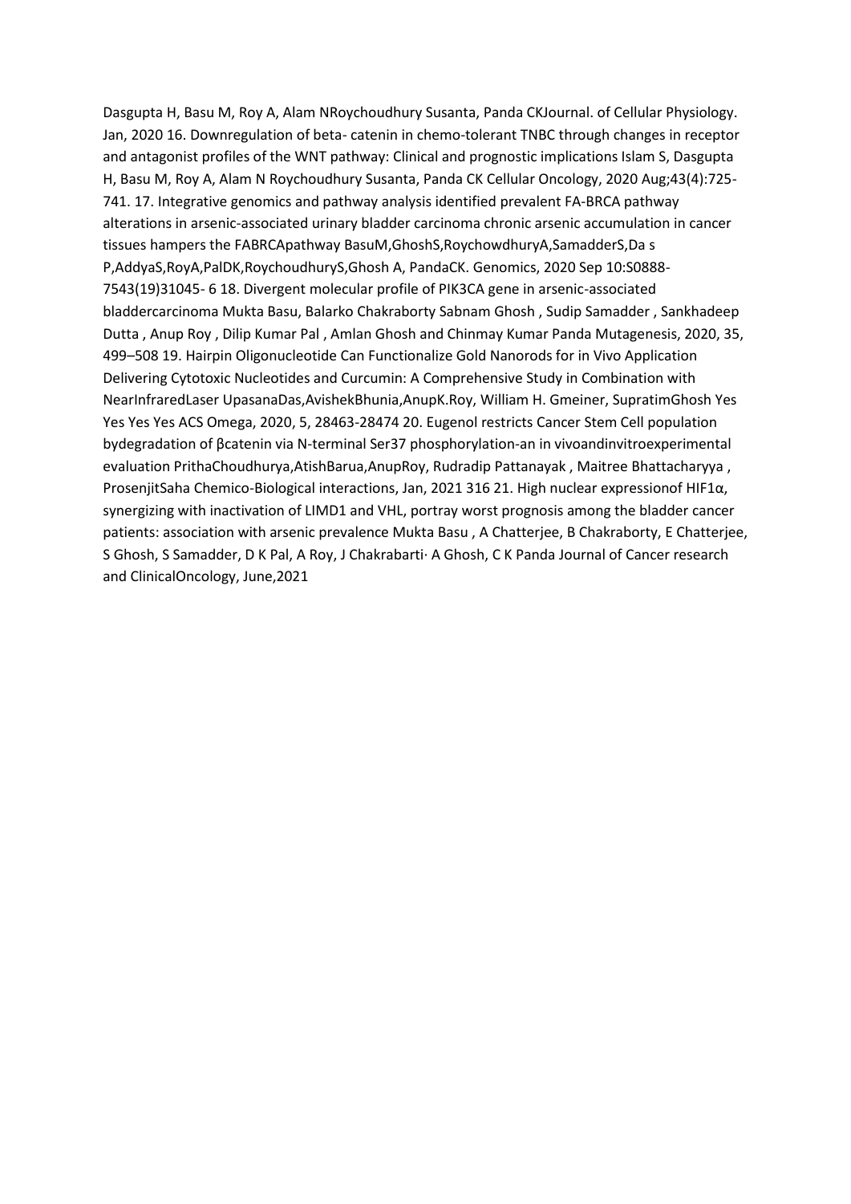Dasgupta H, Basu M, Roy A, Alam NRoychoudhury Susanta, Panda CKJournal. of Cellular Physiology. Jan, 2020 16. Downregulation of beta- catenin in chemo-tolerant TNBC through changes in receptor and antagonist profiles of the WNT pathway: Clinical and prognostic implications Islam S, Dasgupta H, Basu M, Roy A, Alam N Roychoudhury Susanta, Panda CK Cellular Oncology, 2020 Aug;43(4):725-741. 17. Integrative genomics and pathway analysis identified prevalent FA-BRCA pathway alterations in arsenic-associated urinary bladder carcinoma chronic arsenic accumulation in cancer tissues hampers the FABRCApathway BasuM,GhoshS,RoychowdhuryA,SamadderS,Da s P,AddyaS,RoyA,PalDK,RoychoudhuryS,Ghosh A, PandaCK. Genomics, 2020 Sep 10:S0888-7543(19)31045- 6 18. Divergent molecular profile of PIK3CA gene in arsenic-associated bladdercarcinoma Mukta Basu, Balarko Chakraborty Sabnam Ghosh , Sudip Samadder , Sankhadeep Dutta , Anup Roy , Dilip Kumar Pal , Amlan Ghosh and Chinmay Kumar Panda Mutagenesis, 2020, 35, 499–508 19. Hairpin Oligonucleotide Can Functionalize Gold Nanorods for in Vivo Application Delivering Cytotoxic Nucleotides and Curcumin: A Comprehensive Study in Combination with NearInfraredLaser UpasanaDas,AvishekBhunia,AnupK.Roy, William H. Gmeiner, SupratimGhosh Yes Yes Yes Yes ACS Omega, 2020, 5, 28463-28474 20. Eugenol restricts Cancer Stem Cell population bydegradation of βcatenin via N-terminal Ser37 phosphorylation-an in vivoandinvitroexperimental evaluation PrithaChoudhurya,AtishBarua,AnupRoy, Rudradip Pattanayak , Maitree Bhattacharyya , ProsenjitSaha Chemico-Biological interactions, Jan, 2021 316 21. High nuclear expressionof HIF1α, synergizing with inactivation of LIMD1 and VHL, portray worst prognosis among the bladder cancer patients: association with arsenic prevalence Mukta Basu , A Chatterjee, B Chakraborty, E Chatterjee, S Ghosh, S Samadder, D K Pal, A Roy, J Chakrabarti· A Ghosh, C K Panda Journal of Cancer research and ClinicalOncology, June,2021